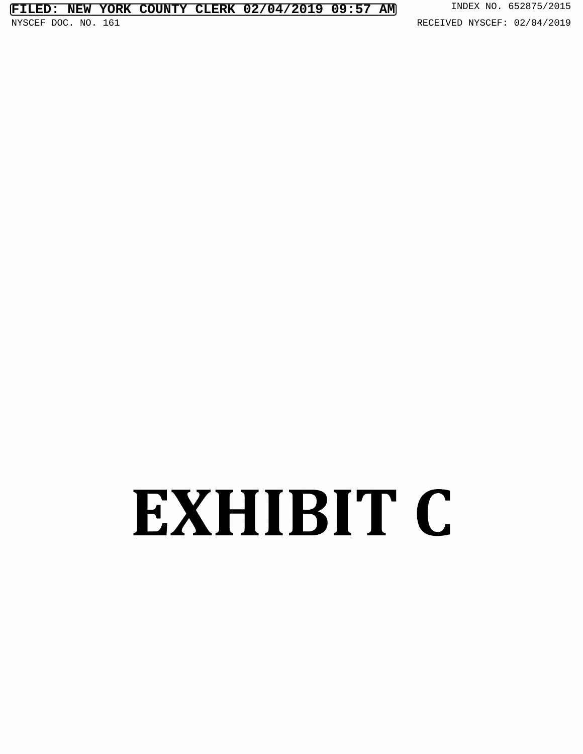# EXHIBIT C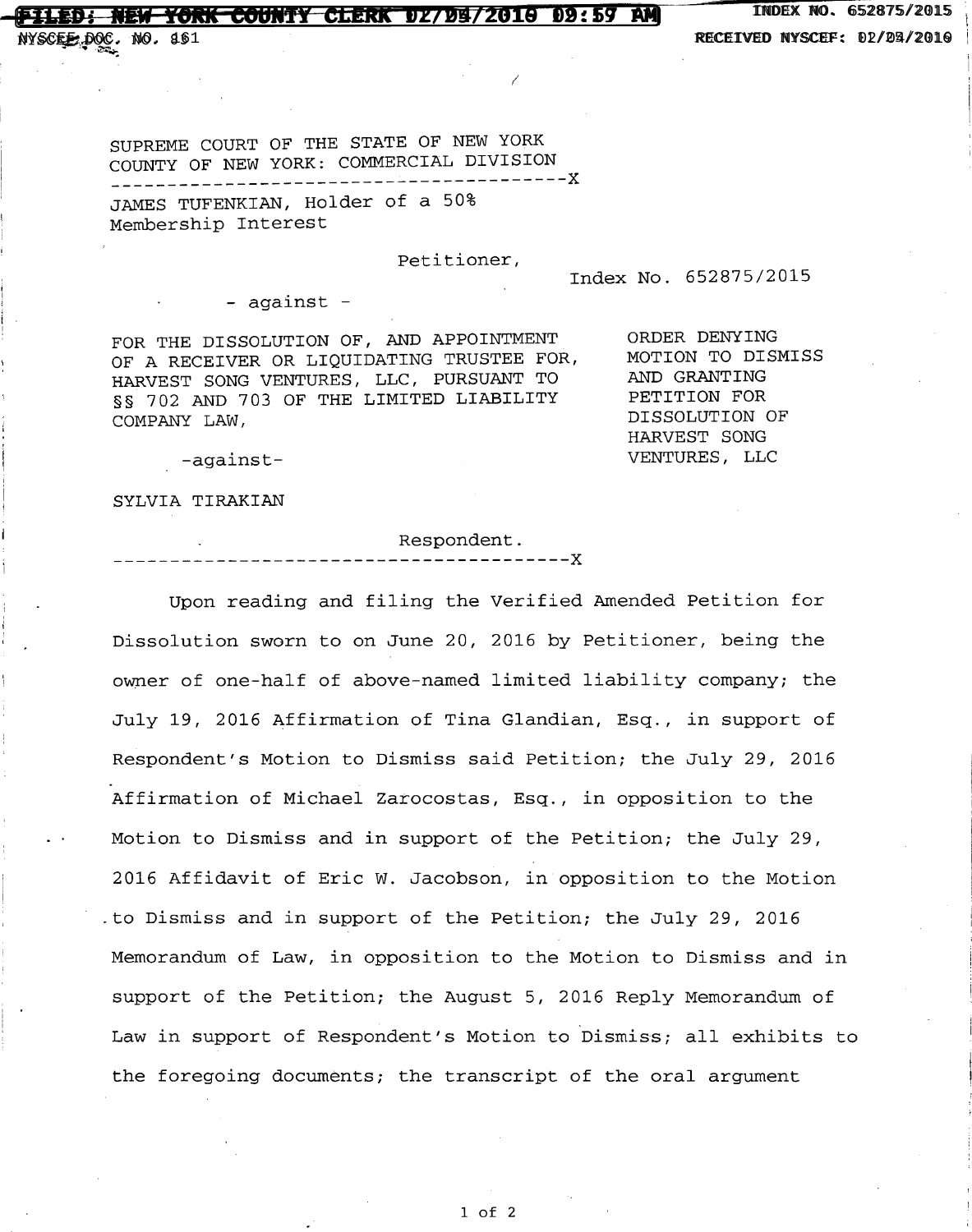SUPREME COURT OF THE STATE OF NEW YORK
COUNTY OF NEW YORK: COMMERCIAL DIVISION

---

JAMES TUFENKIAN, Holder of a 50% Membership Interest

Petitioner,

Index No. 652875/2015

\- against -

FOR THE DISSOLUTION OF, AND APPOINTMENT OF A RECEIVER OR LIQUIDATING TRUSTEE FOR, HARVEST SONG VENTURES, LLC, PURSUANT TO §§ 702 AND 703 OF THE LIMITED LIABILITY COMPANY LAW,

-against-

SYLVIA TIRAKIAN

Respondent.

---

ORDER DENYING MOTION TO DISMISS AND GRANTING PETITION FOR DISSOLUTION OF HARVEST SONG VENTURES, LLC

Upon reading and filing the Verified Amended Petition for Dissolution sworn to on June 20, 2016 by Petitioner, being the owner of one-half of above-named limited liability company; the July 19, 2016 Affirmation of Tina Glandian, Esq., in support of Respondent's Motion to Dismiss said Petition; the July 29, 2016 Affirmation of Michael Zarocostas, Esq., in opposition to the Motion to Dismiss and in support of the Petition; the July 29, 2016 Affidavit of Eric W. Jacobson, in opposition to the Motion to Dismiss and in support of the Petition; the July 29, 2016 Memorandum of Law, in opposition to the Motion to Dismiss and in support of the Petition; the August 5, 2016 Reply Memorandum of Law in support of Respondent's Motion to Dismiss; all exhibits to the foregoing documents; the transcript of the oral argument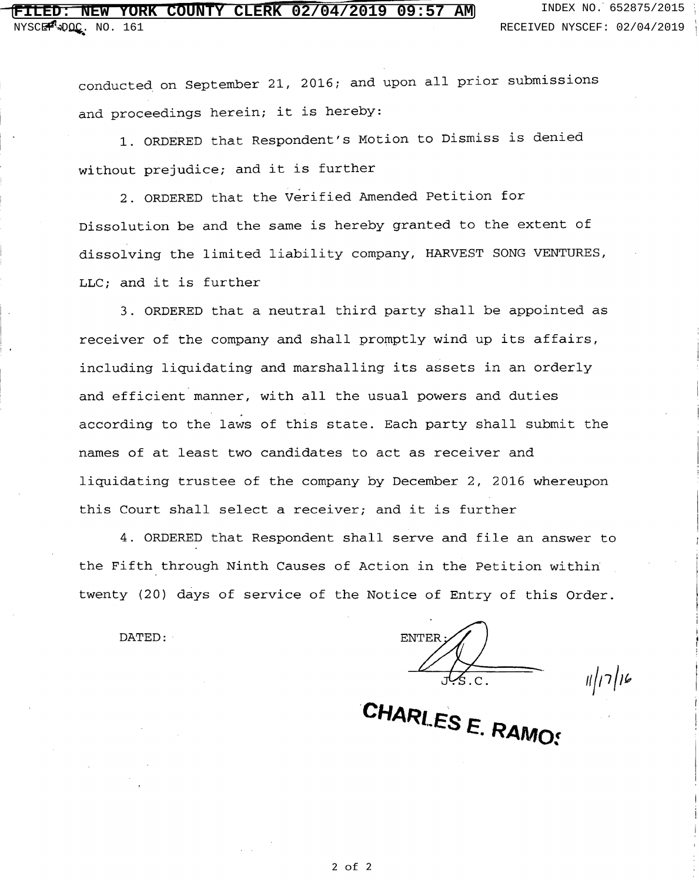conducted on September 21, 2016; and upon all prior submissions and proceedings herein; it is hereby:

1. ORDERED that Respondent's Motion to Dismiss is denied without prejudice; and it is further

2. ORDERED that the Verified Amended Petition for Dissolution be and the same is hereby granted to the extent of dissolving the limited liability company, HARVEST SONG VENTURES, LLC; and it is further

3. ORDERED that a neutral third party shall be appointed as receiver of the company and shall promptly wind up its affairs, including liquidating and marshalling its assets in an orderly and efficient manner, with all the usual powers and duties according to the laws of this state. Each party shall submit the names of at least two candidates to act as receiver and liquidating trustee of the company by December 2, 2016 whereupon this Court shall select a receiver; and it is further

4. ORDERED that Respondent shall serve and file an answer to the Fifth through Ninth Causes of Action in the Petition within twenty (20) days of service of the Notice of Entry of this Order.

DATED:

ENTER:

J.S.C.

11/17/16

CHARLES E. RAMOS